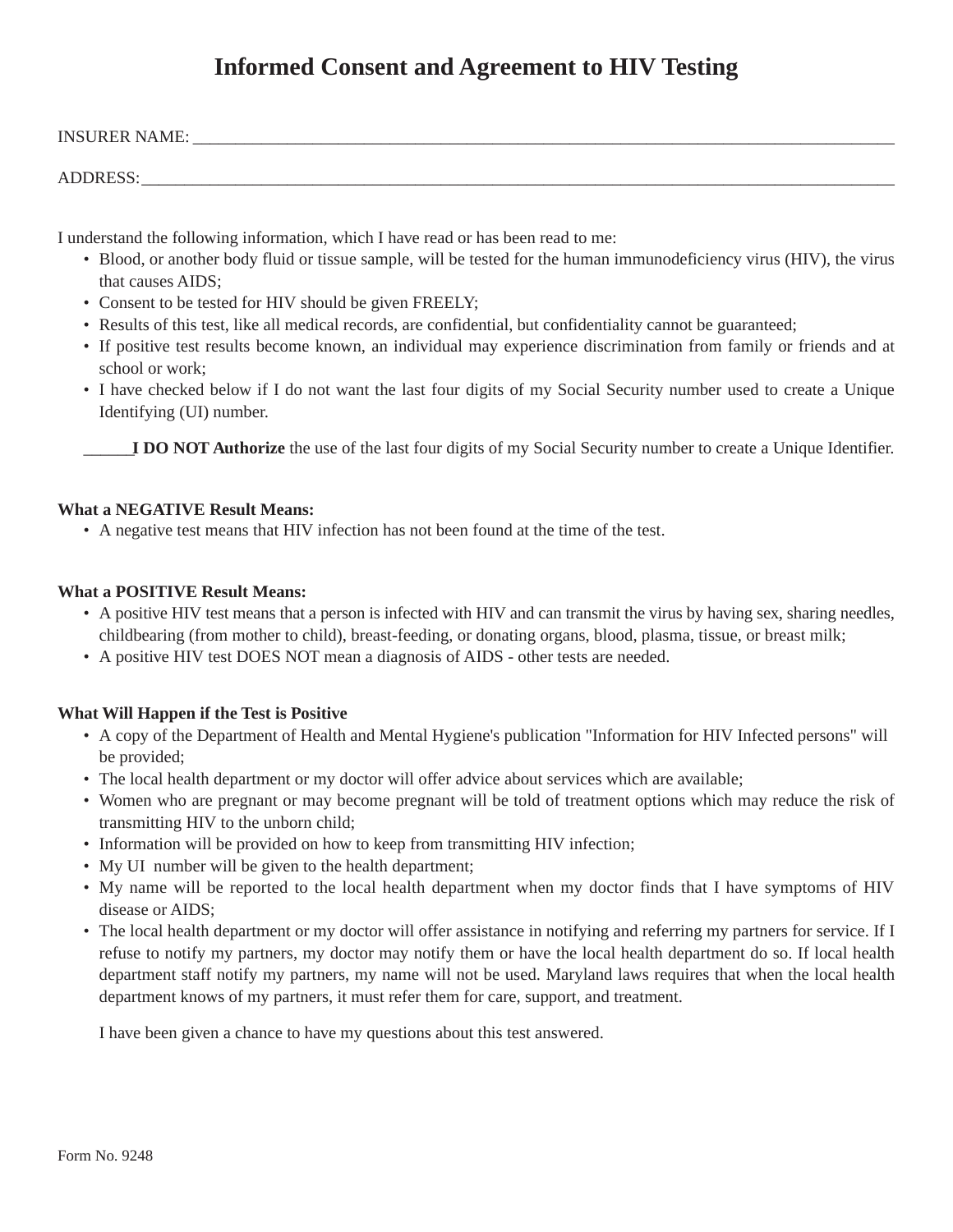# Informed Consent and Agreement to HIV Testing

INSURER NAME: ___________________________________________________________________________

ADDRESS:_______________________________________________________________________________

I understand the following information, which I have read or has been read to me:

- Blood, or another body fluid or tissue sample, will be tested for the human immunodeficiency virus (HIV), the virus that causes AIDS;
- Consent to be tested for HIV should be given FREELY;
- Results of this test, like all medical records, are confidential, but confidentiality cannot be guaranteed;
- If positive test results become known, an individual may experience discrimination from family or friends and at school or work;
- I have checked below if I do not want the last four digits of my Social Security number used to create a Unique Identifying (UI) number.

______**I DO NOT Authorize** the use of the last four digits of my Social Security number to create a Unique Identifier.

**What a NEGATIVE Result Means:**

- A negative test means that HIV infection has not been found at the time of the test.

**What a POSITIVE Result Means:**

- A positive HIV test means that a person is infected with HIV and can transmit the virus by having sex, sharing needles, childbearing (from mother to child), breast-feeding, or donating organs, blood, plasma, tissue, or breast milk;
- A positive HIV test DOES NOT mean a diagnosis of AIDS - other tests are needed.

**What Will Happen if the Test is Positive**

- A copy of the Department of Health and Mental Hygiene's publication "Information for HIV Infected persons" will be provided;
- The local health department or my doctor will offer advice about services which are available;
- Women who are pregnant or may become pregnant will be told of treatment options which may reduce the risk of transmitting HIV to the unborn child;
- Information will be provided on how to keep from transmitting HIV infection;
- My UI number will be given to the health department;
- My name will be reported to the local health department when my doctor finds that I have symptoms of HIV disease or AIDS;
- The local health department or my doctor will offer assistance in notifying and referring my partners for service. If I refuse to notify my partners, my doctor may notify them or have the local health department do so. If local health department staff notify my partners, my name will not be used. Maryland laws requires that when the local health department knows of my partners, it must refer them for care, support, and treatment.

I have been given a chance to have my questions about this test answered.

Form No. 9248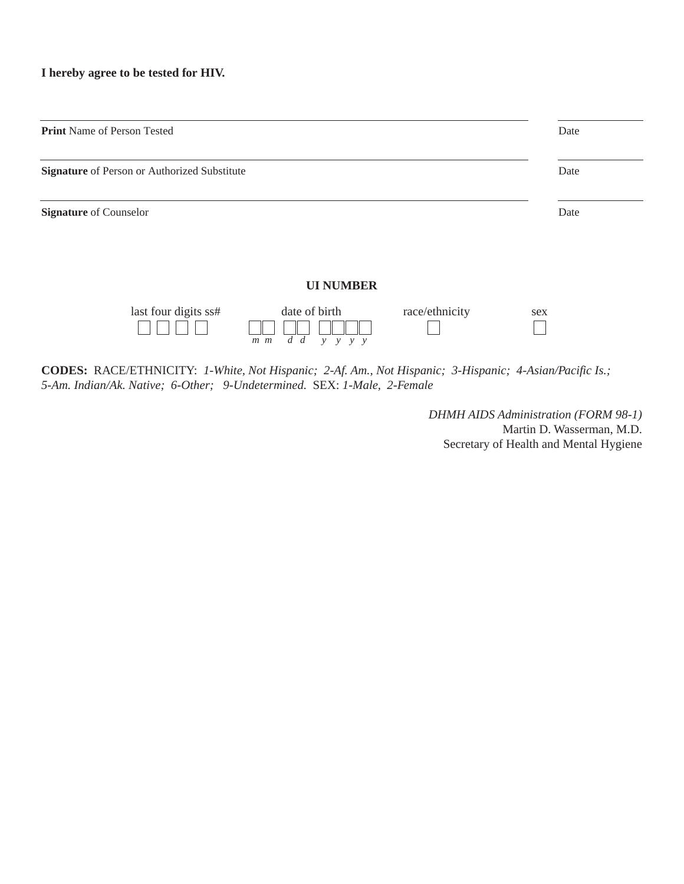**I hereby agree to be tested for HIV.**

| | |
|---|---|
| **Print** Name of Person Tested | Date |
| **Signature** of Person or Authorized Substitute | Date |
| **Signature** of Counselor | Date |

**UI NUMBER**

| last four digits ss# | date of birth | race/ethnicity | sex |
|---|---|---|---|
| ☐ ☐ ☐ ☐ | ☐☐ ☐☐ ☐☐☐☐ <br> *m m d d y y y y* | ☐ | ☐ |

**CODES:** RACE/ETHNICITY: *1-White, Not Hispanic; 2-Af. Am., Not Hispanic; 3-Hispanic; 4-Asian/Pacific Is.; 5-Am. Indian/Ak. Native; 6-Other; 9-Undetermined.* SEX: *1-Male, 2-Female*

*DHMH AIDS Administration (FORM 98-1)*
Martin D. Wasserman, M.D.
Secretary of Health and Mental Hygiene